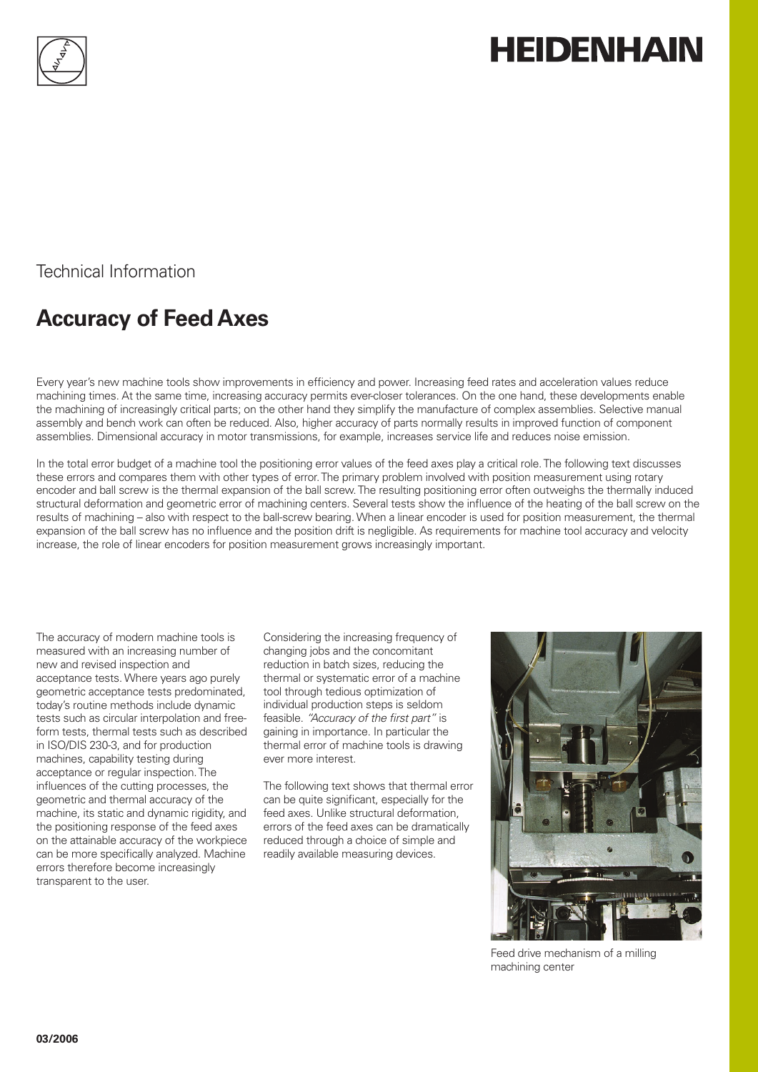# HEIDENHAIN

Technical Information

## Accuracy of Feed Axes

Every year's new machine tools show improvements in efficiency and power. Increasing feed rates and acceleration values reduce machining times. At the same time, increasing accuracy permits ever-closer tolerances. On the one hand, these developments enable the machining of increasingly critical parts; on the other hand they simplify the manufacture of complex assemblies. Selective manual assembly and bench work can often be reduced. Also, higher accuracy of parts normally results in improved function of component assemblies. Dimensional accuracy in motor transmissions, for example, increases service life and reduces noise emission.

In the total error budget of a machine tool the positioning error values of the feed axes play a critical role. The following text discusses these errors and compares them with other types of error. The primary problem involved with position measurement using rotary encoder and ball screw is the thermal expansion of the ball screw. The resulting positioning error often outweighs the thermally induced structural deformation and geometric error of machining centers. Several tests show the influence of the heating of the ball screw on the results of machining – also with respect to the ball-screw bearing. When a linear encoder is used for position measurement, the thermal expansion of the ball screw has no influence and the position drift is negligible. As requirements for machine tool accuracy and velocity increase, the role of linear encoders for position measurement grows increasingly important.

The accuracy of modern machine tools is measured with an increasing number of new and revised inspection and acceptance tests. Where years ago purely geometric acceptance tests predominated, today's routine methods include dynamic tests such as circular interpolation and free-form tests, thermal tests such as described in ISO/DIS 230-3, and for production machines, capability testing during acceptance or regular inspection. The influences of the cutting processes, the geometric and thermal accuracy of the machine, its static and dynamic rigidity, and the positioning response of the feed axes on the attainable accuracy of the workpiece can be more specifically analyzed. Machine errors therefore become increasingly transparent to the user.

Considering the increasing frequency of changing jobs and the concomitant reduction in batch sizes, reducing the thermal or systematic error of a machine tool through tedious optimization of individual production steps is seldom feasible. *"Accuracy of the first part"* is gaining in importance. In particular the thermal error of machine tools is drawing ever more interest.

The following text shows that thermal error can be quite significant, especially for the feed axes. Unlike structural deformation, errors of the feed axes can be dramatically reduced through a choice of simple and readily available measuring devices.

Feed drive mechanism of a milling machining center

03/2006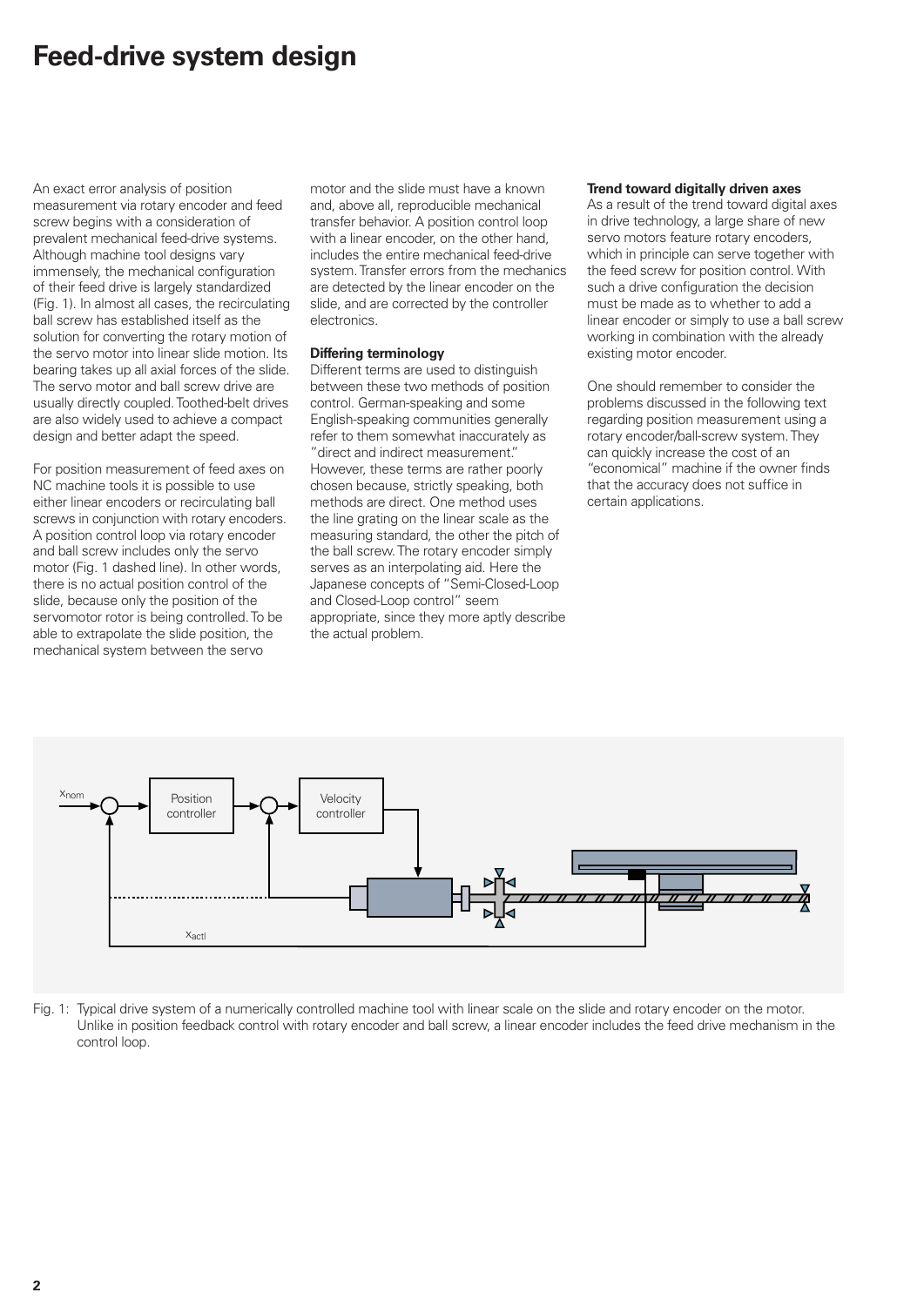# Feed-drive system design

An exact error analysis of position measurement via rotary encoder and feed screw begins with a consideration of prevalent mechanical feed-drive systems. Although machine tool designs vary immensely, the mechanical configuration of their feed drive is largely standardized (Fig. 1). In almost all cases, the recirculating ball screw has established itself as the solution for converting the rotary motion of the servo motor into linear slide motion. Its bearing takes up all axial forces of the slide. The servo motor and ball screw drive are usually directly coupled. Toothed-belt drives are also widely used to achieve a compact design and better adapt the speed.

For position measurement of feed axes on NC machine tools it is possible to use either linear encoders or recirculating ball screws in conjunction with rotary encoders. A position control loop via rotary encoder and ball screw includes only the servo motor (Fig. 1 dashed line). In other words, there is no actual position control of the slide, because only the position of the servomotor rotor is being controlled. To be able to extrapolate the slide position, the mechanical system between the servo motor and the slide must have a known and, above all, reproducible mechanical transfer behavior. A position control loop with a linear encoder, on the other hand, includes the entire mechanical feed-drive system. Transfer errors from the mechanics are detected by the linear encoder on the slide, and are corrected by the controller electronics.

**Differing terminology**

Different terms are used to distinguish between these two methods of position control. German-speaking and some English-speaking communities generally refer to them somewhat inaccurately as "direct and indirect measurement." However, these terms are rather poorly chosen because, strictly speaking, both methods are direct. One method uses the line grating on the linear scale as the measuring standard, the other the pitch of the ball screw. The rotary encoder simply serves as an interpolating aid. Here the Japanese concepts of "Semi-Closed-Loop and Closed-Loop control" seem appropriate, since they more aptly describe the actual problem.

**Trend toward digitally driven axes**

As a result of the trend toward digital axes in drive technology, a large share of new servo motors feature rotary encoders, which in principle can serve together with the feed screw for position control. With such a drive configuration the decision must be made as to whether to add a linear encoder or simply to use a ball screw working in combination with the already existing motor encoder.

One should remember to consider the problems discussed in the following text regarding position measurement using a rotary encoder/ball-screw system. They can quickly increase the cost of an "economical" machine if the owner finds that the accuracy does not suffice in certain applications.

$x_{nom}$ Position controller Velocity controller $x_{actl}$

Fig. 1: Typical drive system of a numerically controlled machine tool with linear scale on the slide and rotary encoder on the motor. Unlike in position feedback control with rotary encoder and ball screw, a linear encoder includes the feed drive mechanism in the control loop.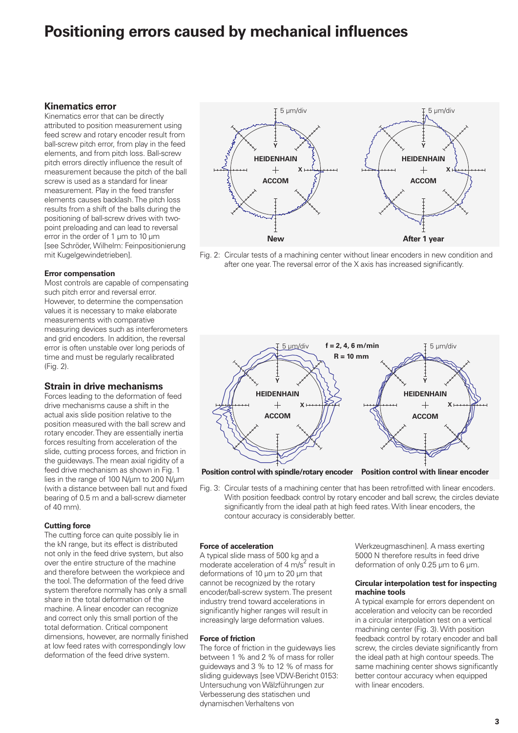# Positioning errors caused by mechanical influences

## Kinematics error

Kinematics error that can be directly attributed to position measurement using feed screw and rotary encoder result from ball-screw pitch error, from play in the feed elements, and from pitch loss. Ball-screw pitch errors directly influence the result of measurement because the pitch of the ball screw is used as a standard for linear measurement. Play in the feed transfer elements causes backlash. The pitch loss results from a shift of the balls during the positioning of ball-screw drives with two-point preloading and can lead to reversal error in the order of 1 µm to 10 µm [see Schröder, Wilhelm: Feinpositionierung mit Kugelgewindetrieben].

### Error compensation

Most controls are capable of compensating such pitch error and reversal error. However, to determine the compensation values it is necessary to make elaborate measurements with comparative measuring devices such as interferometers and grid encoders. In addition, the reversal error is often unstable over long periods of time and must be regularly recalibrated (Fig. 2).

Fig. 2: Circular tests of a machining center without linear encoders in new condition and after one year. The reversal error of the X axis has increased significantly.

## Strain in drive mechanisms

Forces leading to the deformation of feed drive mechanisms cause a shift in the actual axis slide position relative to the position measured with the ball screw and rotary encoder. They are essentially inertia forces resulting from acceleration of the slide, cutting process forces, and friction in the guideways. The mean axial rigidity of a feed drive mechanism as shown in Fig. 1 lies in the range of 100 N/µm to 200 N/µm (with a distance between ball nut and fixed bearing of 0.5 m and a ball-screw diameter of 40 mm).

### Cutting force

The cutting force can quite possibly lie in the kN range, but its effect is distributed not only in the feed drive system, but also over the entire structure of the machine and therefore between the workpiece and the tool. The deformation of the feed drive system therefore normally has only a small share in the total deformation of the machine. A linear encoder can recognize and correct only this small portion of the total deformation. Critical component dimensions, however, are normally finished at low feed rates with correspondingly low deformation of the feed drive system.

Fig. 3: Circular tests of a machining center that has been retrofitted with linear encoders. With position feedback control by rotary encoder and ball screw, the circles deviate significantly from the ideal path at high feed rates. With linear encoders, the contour accuracy is considerably better.

### Force of acceleration

A typical slide mass of 500 kg and a moderate acceleration of 4 m/s$^2$ result in deformations of 10 µm to 20 µm that cannot be recognized by the rotary encoder/ball-screw system. The present industry trend toward accelerations in significantly higher ranges will result in increasingly large deformation values.

### Force of friction

The force of friction in the guideways lies between 1 % and 2 % of mass for roller guideways and 3 % to 12 % of mass for sliding guideways [see VDW-Bericht 0153: Untersuchung von Wälzführungen zur Verbesserung des statischen und dynamischen Verhaltens von Werkzeugmaschinen]. A mass exerting 5000 N therefore results in feed drive deformation of only 0.25 µm to 6 µm.

### Circular interpolation test for inspecting machine tools

A typical example for errors dependent on acceleration and velocity can be recorded in a circular interpolation test on a vertical machining center (Fig. 3). With position feedback control by rotary encoder and ball screw, the circles deviate significantly from the ideal path at high contour speeds. The same machining center shows significantly better contour accuracy when equipped with linear encoders.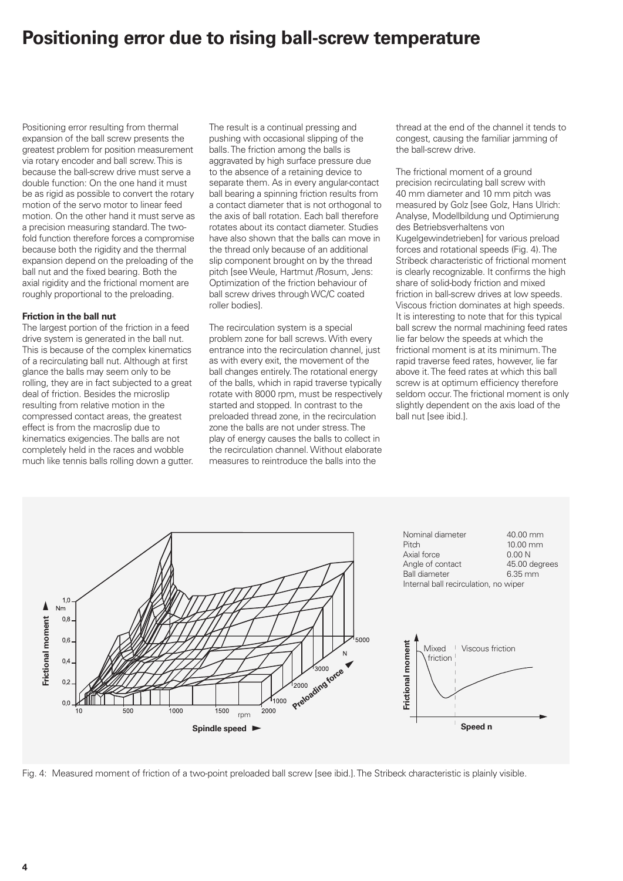# Positioning error due to rising ball-screw temperature

Positioning error resulting from thermal expansion of the ball screw presents the greatest problem for position measurement via rotary encoder and ball screw. This is because the ball-screw drive must serve a double function: On the one hand it must be as rigid as possible to convert the rotary motion of the servo motor to linear feed motion. On the other hand it must serve as a precision measuring standard. The two-fold function therefore forces a compromise because both the rigidity and the thermal expansion depend on the preloading of the ball nut and the fixed bearing. Both the axial rigidity and the frictional moment are roughly proportional to the preloading.

**Friction in the ball nut**

The largest portion of the friction in a feed drive system is generated in the ball nut. This is because of the complex kinematics of a recirculating ball nut. Although at first glance the balls may seem only to be rolling, they are in fact subjected to a great deal of friction. Besides the microslip resulting from relative motion in the compressed contact areas, the greatest effect is from the macroslip due to kinematics exigencies. The balls are not completely held in the races and wobble much like tennis balls rolling down a gutter. The result is a continual pressing and pushing with occasional slipping of the balls. The friction among the balls is aggravated by high surface pressure due to the absence of a retaining device to separate them. As in every angular-contact ball bearing a spinning friction results from a contact diameter that is not orthogonal to the axis of ball rotation. Each ball therefore rotates about its contact diameter. Studies have also shown that the balls can move in the thread only because of an additional slip component brought on by the thread pitch [see Weule, Hartmut /Rosum, Jens: Optimization of the friction behaviour of ball screw drives through WC/C coated roller bodies].

The recirculation system is a special problem zone for ball screws. With every entrance into the recirculation channel, just as with every exit, the movement of the ball changes entirely. The rotational energy of the balls, which in rapid traverse typically rotate with 8000 rpm, must be respectively started and stopped. In contrast to the preloaded thread zone, in the recirculation zone the balls are not under stress. The play of energy causes the balls to collect in the recirculation channel. Without elaborate measures to reintroduce the balls into the thread at the end of the channel it tends to congest, causing the familiar jamming of the ball-screw drive.

The frictional moment of a ground precision recirculating ball screw with 40 mm diameter and 10 mm pitch was measured by Golz [see Golz, Hans Ulrich: Analyse, Modellbildung und Optimierung des Betriebsverhaltens von Kugelgewindetrieben] for various preload forces and rotational speeds (Fig. 4). The Stribeck characteristic of frictional moment is clearly recognizable. It confirms the high share of solid-body friction and mixed friction in ball-screw drives at low speeds. Viscous friction dominates at high speeds. It is interesting to note that for this typical ball screw the normal machining feed rates lie far below the speeds at which the frictional moment is at its minimum. The rapid traverse feed rates, however, lie far above it. The feed rates at which this ball screw is at optimum efficiency therefore seldom occur. The frictional moment is only slightly dependent on the axis load of the ball nut [see ibid.].

| | |
|---|---|
| Nominal diameter | 40.00 mm |
| Pitch | 10.00 mm |
| Axial force | 0.00 N |
| Angle of contact | 45.00 degrees |
| Ball diameter | 6.35 mm |
| Internal ball recirculation, no wiper | |

Fig. 4: Measured moment of friction of a two-point preloaded ball screw [see ibid.]. The Stribeck characteristic is plainly visible.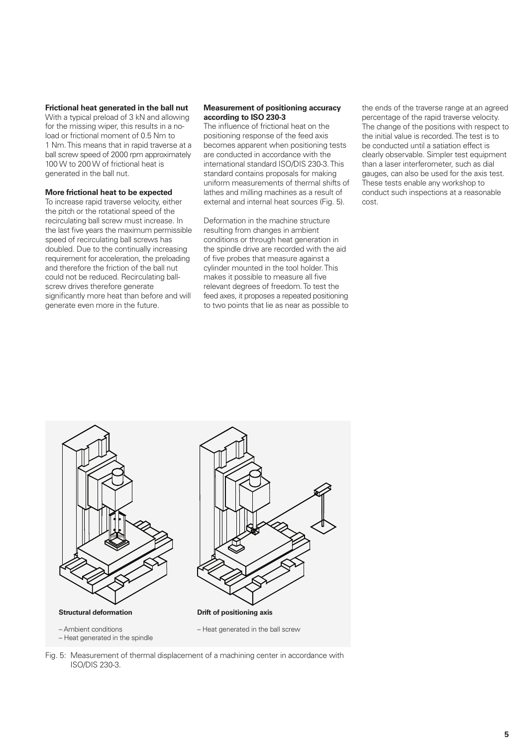**Frictional heat generated in the ball nut**

With a typical preload of 3 kN and allowing for the missing wiper, this results in a no-load or frictional moment of 0.5 Nm to 1 Nm. This means that in rapid traverse at a ball screw speed of 2000 rpm approximately 100 W to 200 W of frictional heat is generated in the ball nut.

**More frictional heat to be expected**

To increase rapid traverse velocity, either the pitch or the rotational speed of the recirculating ball screw must increase. In the last five years the maximum permissible speed of recirculating ball screws has doubled. Due to the continually increasing requirement for acceleration, the preloading and therefore the friction of the ball nut could not be reduced. Recirculating ball-screw drives therefore generate significantly more heat than before and will generate even more in the future.

**Measurement of positioning accuracy according to ISO 230-3**

The influence of frictional heat on the positioning response of the feed axis becomes apparent when positioning tests are conducted in accordance with the international standard ISO/DIS 230-3. This standard contains proposals for making uniform measurements of thermal shifts of lathes and milling machines as a result of external and internal heat sources (Fig. 5).

Deformation in the machine structure resulting from changes in ambient conditions or through heat generation in the spindle drive are recorded with the aid of five probes that measure against a cylinder mounted in the tool holder. This makes it possible to measure all five relevant degrees of freedom. To test the feed axes, it proposes a repeated positioning to two points that lie as near as possible to the ends of the traverse range at an agreed percentage of the rapid traverse velocity. The change of the positions with respect to the initial value is recorded. The test is to be conducted until a satiation effect is clearly observable. Simpler test equipment than a laser interferometer, such as dial gauges, can also be used for the axis test. These tests enable any workshop to conduct such inspections at a reasonable cost.

**Structural deformation**

– Ambient conditions
– Heat generated in the spindle

**Drift of positioning axis**

– Heat generated in the ball screw

Fig. 5: Measurement of thermal displacement of a machining center in accordance with ISO/DIS 230-3.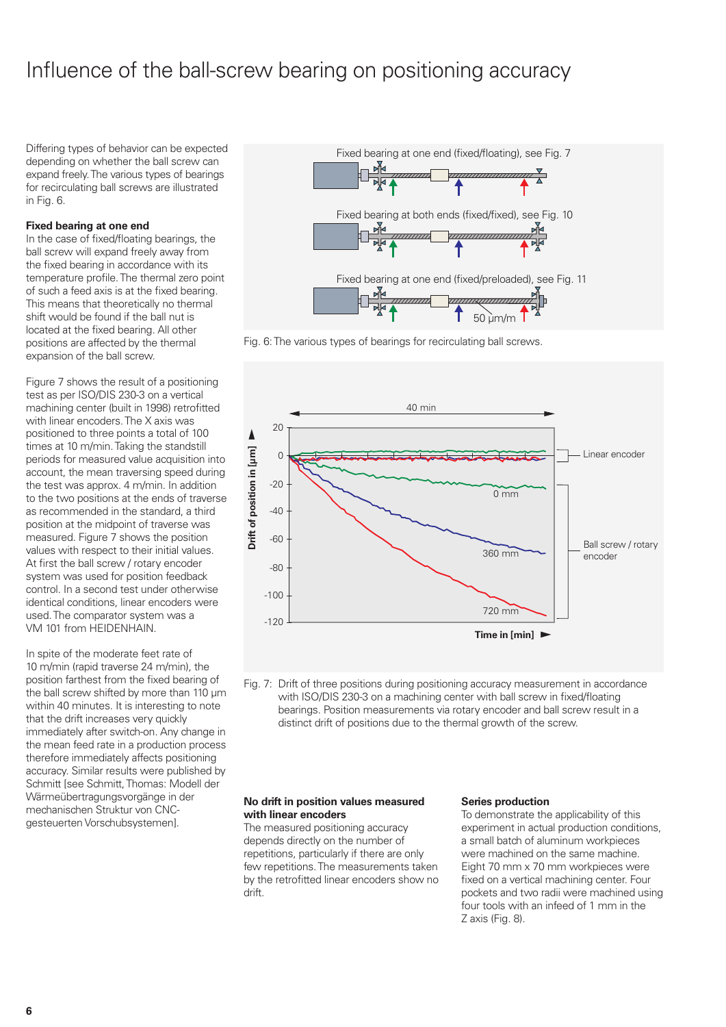# Influence of the ball-screw bearing on positioning accuracy

Differing types of behavior can be expected depending on whether the ball screw can expand freely. The various types of bearings for recirculating ball screws are illustrated in Fig. 6.

**Fixed bearing at one end**
In the case of fixed/floating bearings, the ball screw will expand freely away from the fixed bearing in accordance with its temperature profile. The thermal zero point of such a feed axis is at the fixed bearing. This means that theoretically no thermal shift would be found if the ball nut is located at the fixed bearing. All other positions are affected by the thermal expansion of the ball screw.

Figure 7 shows the result of a positioning test as per ISO/DIS 230-3 on a vertical machining center (built in 1998) retrofitted with linear encoders. The X axis was positioned to three points a total of 100 times at 10 m/min. Taking the standstill periods for measured value acquisition into account, the mean traversing speed during the test was approx. 4 m/min. In addition to the two positions at the ends of traverse as recommended in the standard, a third position at the midpoint of traverse was measured. Figure 7 shows the position values with respect to their initial values. At first the ball screw / rotary encoder system was used for position feedback control. In a second test under otherwise identical conditions, linear encoders were used. The comparator system was a VM 101 from HEIDENHAIN.

In spite of the moderate feet rate of 10 m/min (rapid traverse 24 m/min), the position farthest from the fixed bearing of the ball screw shifted by more than 110 µm within 40 minutes. It is interesting to note that the drift increases very quickly immediately after switch-on. Any change in the mean feed rate in a production process therefore immediately affects positioning accuracy. Similar results were published by Schmitt [see Schmitt, Thomas: Modell der Wärmeübertragungsvorgänge in der mechanischen Struktur von CNC-gesteuerten Vorschubsystemen].

Fig. 6: The various types of bearings for recirculating ball screws.

Fig. 7: Drift of three positions during positioning accuracy measurement in accordance with ISO/DIS 230-3 on a machining center with ball screw in fixed/floating bearings. Position measurements via rotary encoder and ball screw result in a distinct drift of positions due to the thermal growth of the screw.

**No drift in position values measured with linear encoders**
The measured positioning accuracy depends directly on the number of repetitions, particularly if there are only few repetitions. The measurements taken by the retrofitted linear encoders show no drift.

**Series production**
To demonstrate the applicability of this experiment in actual production conditions, a small batch of aluminum workpieces were machined on the same machine. Eight 70 mm x 70 mm workpieces were fixed on a vertical machining center. Four pockets and two radii were machined using four tools with an infeed of 1 mm in the Z axis (Fig. 8).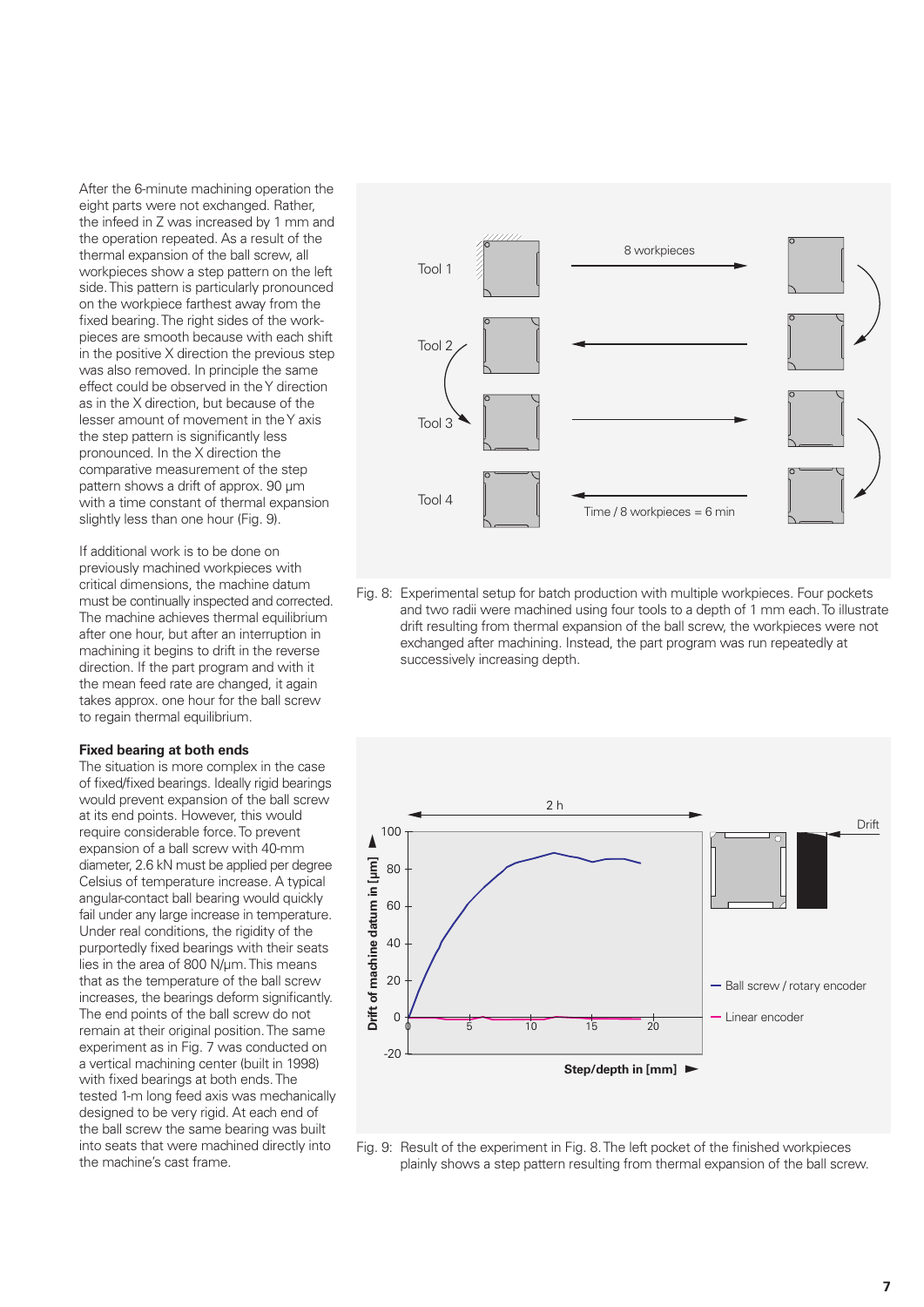After the 6-minute machining operation the eight parts were not exchanged. Rather, the infeed in Z was increased by 1 mm and the operation repeated. As a result of the thermal expansion of the ball screw, all workpieces show a step pattern on the left side. This pattern is particularly pronounced on the workpiece farthest away from the fixed bearing. The right sides of the workpieces are smooth because with each shift in the positive X direction the previous step was also removed. In principle the same effect could be observed in the Y direction as in the X direction, but because of the lesser amount of movement in the Y axis the step pattern is significantly less pronounced. In the X direction the comparative measurement of the step pattern shows a drift of approx. 90 µm with a time constant of thermal expansion slightly less than one hour (Fig. 9).

If additional work is to be done on previously machined workpieces with critical dimensions, the machine datum must be continually inspected and corrected. The machine achieves thermal equilibrium after one hour, but after an interruption in machining it begins to drift in the reverse direction. If the part program and with it the mean feed rate are changed, it again takes approx. one hour for the ball screw to regain thermal equilibrium.

**Fixed bearing at both ends**

The situation is more complex in the case of fixed/fixed bearings. Ideally rigid bearings would prevent expansion of the ball screw at its end points. However, this would require considerable force. To prevent expansion of a ball screw with 40-mm diameter, 2.6 kN must be applied per degree Celsius of temperature increase. A typical angular-contact ball bearing would quickly fail under any large increase in temperature. Under real conditions, the rigidity of the purportedly fixed bearings with their seats lies in the area of 800 N/µm. This means that as the temperature of the ball screw increases, the bearings deform significantly. The end points of the ball screw do not remain at their original position. The same experiment as in Fig. 7 was conducted on a vertical machining center (built in 1998) with fixed bearings at both ends. The tested 1-m long feed axis was mechanically designed to be very rigid. At each end of the ball screw the same bearing was built into seats that were machined directly into the machine's cast frame.

Fig. 8: Experimental setup for batch production with multiple workpieces. Four pockets and two radii were machined using four tools to a depth of 1 mm each. To illustrate drift resulting from thermal expansion of the ball screw, the workpieces were not exchanged after machining. Instead, the part program was run repeatedly at successively increasing depth.

Fig. 9: Result of the experiment in Fig. 8. The left pocket of the finished workpieces plainly shows a step pattern resulting from thermal expansion of the ball screw.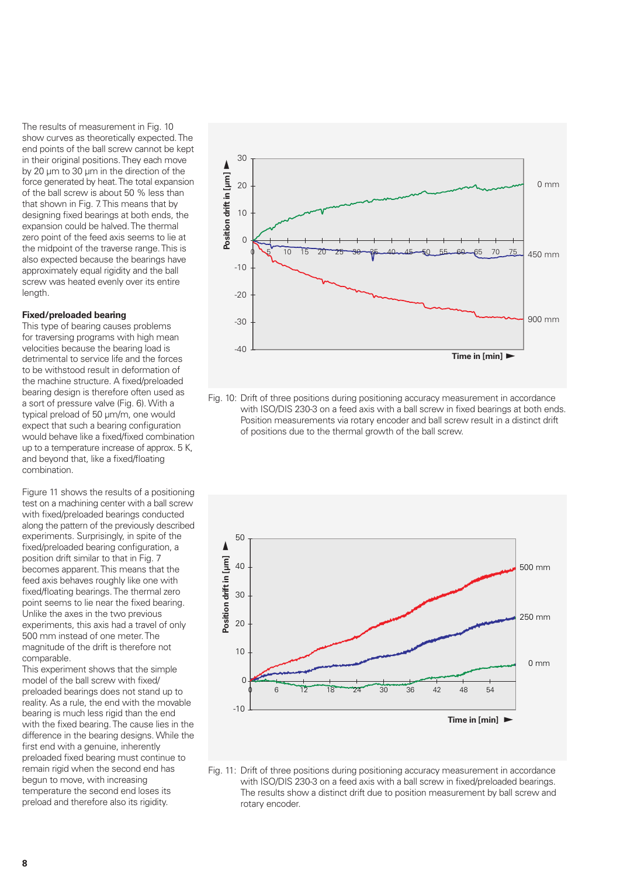The results of measurement in Fig. 10 show curves as theoretically expected. The end points of the ball screw cannot be kept in their original positions. They each move by 20 µm to 30 µm in the direction of the force generated by heat. The total expansion of the ball screw is about 50 % less than that shown in Fig. 7. This means that by designing fixed bearings at both ends, the expansion could be halved. The thermal zero point of the feed axis seems to lie at the midpoint of the traverse range. This is also expected because the bearings have approximately equal rigidity and the ball screw was heated evenly over its entire length.

**Fixed/preloaded bearing**

This type of bearing causes problems for traversing programs with high mean velocities because the bearing load is detrimental to service life and the forces to be withstood result in deformation of the machine structure. A fixed/preloaded bearing design is therefore often used as a sort of pressure valve (Fig. 6). With a typical preload of 50 µm/m, one would expect that such a bearing configuration would behave like a fixed/fixed combination up to a temperature increase of approx. 5 K, and beyond that, like a fixed/floating combination.

Figure 11 shows the results of a positioning test on a machining center with a ball screw with fixed/preloaded bearings conducted along the pattern of the previously described experiments. Surprisingly, in spite of the fixed/preloaded bearing configuration, a position drift similar to that in Fig. 7 becomes apparent. This means that the feed axis behaves roughly like one with fixed/floating bearings. The thermal zero point seems to lie near the fixed bearing. Unlike the axes in the two previous experiments, this axis had a travel of only 500 mm instead of one meter. The magnitude of the drift is therefore not comparable.

This experiment shows that the simple model of the ball screw with fixed/preloaded bearings does not stand up to reality. As a rule, the end with the movable bearing is much less rigid than the end with the fixed bearing. The cause lies in the difference in the bearing designs. While the first end with a genuine, inherently preloaded fixed bearing must continue to remain rigid when the second end has begun to move, with increasing temperature the second end loses its preload and therefore also its rigidity.

Fig. 10: Drift of three positions during positioning accuracy measurement in accordance with ISO/DIS 230-3 on a feed axis with a ball screw in fixed bearings at both ends. Position measurements via rotary encoder and ball screw result in a distinct drift of positions due to the thermal growth of the ball screw.

Fig. 11: Drift of three positions during positioning accuracy measurement in accordance with ISO/DIS 230-3 on a feed axis with a ball screw in fixed/preloaded bearings. The results show a distinct drift due to position measurement by ball screw and rotary encoder.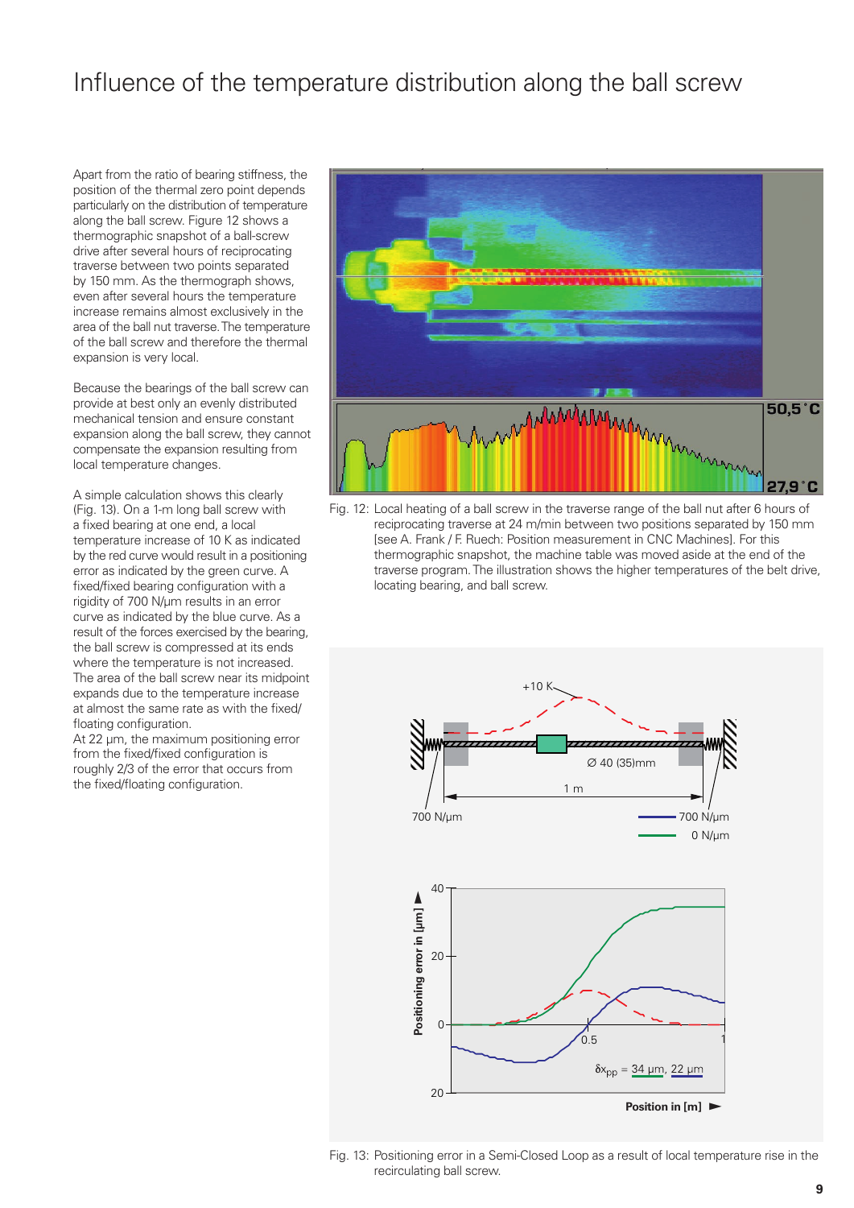# Influence of the temperature distribution along the ball screw

Apart from the ratio of bearing stiffness, the position of the thermal zero point depends particularly on the distribution of temperature along the ball screw. Figure 12 shows a thermographic snapshot of a ball-screw drive after several hours of reciprocating traverse between two points separated by 150 mm. As the thermograph shows, even after several hours the temperature increase remains almost exclusively in the area of the ball nut traverse. The temperature of the ball screw and therefore the thermal expansion is very local.

Because the bearings of the ball screw can provide at best only an evenly distributed mechanical tension and ensure constant expansion along the ball screw, they cannot compensate the expansion resulting from local temperature changes.

A simple calculation shows this clearly (Fig. 13). On a 1-m long ball screw with a fixed bearing at one end, a local temperature increase of 10 K as indicated by the red curve would result in a positioning error as indicated by the green curve. A fixed/fixed bearing configuration with a rigidity of 700 N/µm results in an error curve as indicated by the blue curve. As a result of the forces exercised by the bearing, the ball screw is compressed at its ends where the temperature is not increased. The area of the ball screw near its midpoint expands due to the temperature increase at almost the same rate as with the fixed/floating configuration.
At 22 µm, the maximum positioning error from the fixed/fixed configuration is roughly 2/3 of the error that occurs from the fixed/floating configuration.

Fig. 12: Local heating of a ball screw in the traverse range of the ball nut after 6 hours of reciprocating traverse at 24 m/min between two positions separated by 150 mm [see A. Frank / F. Ruech: Position measurement in CNC Machines]. For this thermographic snapshot, the machine table was moved aside at the end of the traverse program. The illustration shows the higher temperatures of the belt drive, locating bearing, and ball screw.

Fig. 13: Positioning error in a Semi-Closed Loop as a result of local temperature rise in the recirculating ball screw.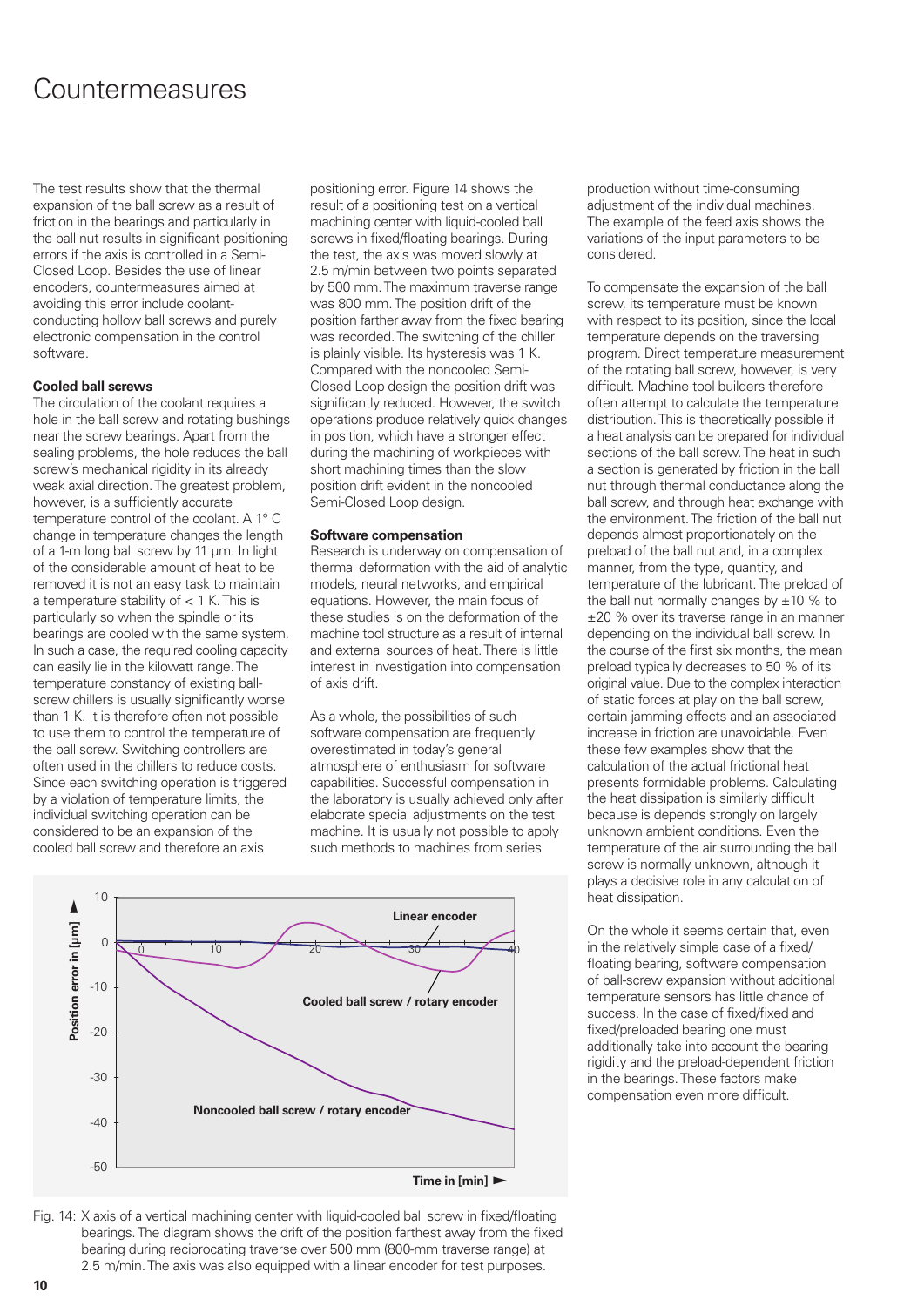# Countermeasures

The test results show that the thermal expansion of the ball screw as a result of friction in the bearings and particularly in the ball nut results in significant positioning errors if the axis is controlled in a Semi-Closed Loop. Besides the use of linear encoders, countermeasures aimed at avoiding this error include coolant-conducting hollow ball screws and purely electronic compensation in the control software.

**Cooled ball screws**

The circulation of the coolant requires a hole in the ball screw and rotating bushings near the screw bearings. Apart from the sealing problems, the hole reduces the ball screw's mechanical rigidity in its already weak axial direction. The greatest problem, however, is a sufficiently accurate temperature control of the coolant. A 1° C change in temperature changes the length of a 1-m long ball screw by 11 µm. In light of the considerable amount of heat to be removed it is not an easy task to maintain a temperature stability of < 1 K. This is particularly so when the spindle or its bearings are cooled with the same system. In such a case, the required cooling capacity can easily lie in the kilowatt range. The temperature constancy of existing ball-screw chillers is usually significantly worse than 1 K. It is therefore often not possible to use them to control the temperature of the ball screw. Switching controllers are often used in the chillers to reduce costs. Since each switching operation is triggered by a violation of temperature limits, the individual switching operation can be considered to be an expansion of the cooled ball screw and therefore an axis positioning error. Figure 14 shows the result of a positioning test on a vertical machining center with liquid-cooled ball screws in fixed/floating bearings. During the test, the axis was moved slowly at 2.5 m/min between two points separated by 500 mm. The maximum traverse range was 800 mm. The position drift of the position farther away from the fixed bearing was recorded. The switching of the chiller is plainly visible. Its hysteresis was 1 K. Compared with the noncooled Semi-Closed Loop design the position drift was significantly reduced. However, the switch operations produce relatively quick changes in position, which have a stronger effect during the machining of workpieces with short machining times than the slow position drift evident in the noncooled Semi-Closed Loop design.

**Software compensation**

Research is underway on compensation of thermal deformation with the aid of analytic models, neural networks, and empirical equations. However, the main focus of these studies is on the deformation of the machine tool structure as a result of internal and external sources of heat. There is little interest in investigation into compensation of axis drift.

As a whole, the possibilities of such software compensation are frequently overestimated in today's general atmosphere of enthusiasm for software capabilities. Successful compensation in the laboratory is usually achieved only after elaborate special adjustments on the test machine. It is usually not possible to apply such methods to machines from series production without time-consuming adjustment of the individual machines. The example of the feed axis shows the variations of the input parameters to be considered.

To compensate the expansion of the ball screw, its temperature must be known with respect to its position, since the local temperature depends on the traversing program. Direct temperature measurement of the rotating ball screw, however, is very difficult. Machine tool builders therefore often attempt to calculate the temperature distribution. This is theoretically possible if a heat analysis can be prepared for individual sections of the ball screw. The heat in such a section is generated by friction in the ball nut through thermal conductance along the ball screw, and through heat exchange with the environment. The friction of the ball nut depends almost proportionately on the preload of the ball nut and, in a complex manner, from the type, quantity, and temperature of the lubricant. The preload of the ball nut normally changes by ±10 % to ±20 % over its traverse range in an manner depending on the individual ball screw. In the course of the first six months, the mean preload typically decreases to 50 % of its original value. Due to the complex interaction of static forces at play on the ball screw, certain jamming effects and an associated increase in friction are unavoidable. Even these few examples show that the calculation of the actual frictional heat presents formidable problems. Calculating the heat dissipation is similarly difficult because is depends strongly on largely unknown ambient conditions. Even the temperature of the air surrounding the ball screw is normally unknown, although it plays a decisive role in any calculation of heat dissipation.

On the whole it seems certain that, even in the relatively simple case of a fixed/floating bearing, software compensation of ball-screw expansion without additional temperature sensors has little chance of success. In the case of fixed/fixed and fixed/preloaded bearing one must additionally take into account the bearing rigidity and the preload-dependent friction in the bearings. These factors make compensation even more difficult.

Fig. 14: X axis of a vertical machining center with liquid-cooled ball screw in fixed/floating bearings. The diagram shows the drift of the position farthest away from the fixed bearing during reciprocating traverse over 500 mm (800-mm traverse range) at 2.5 m/min. The axis was also equipped with a linear encoder for test purposes.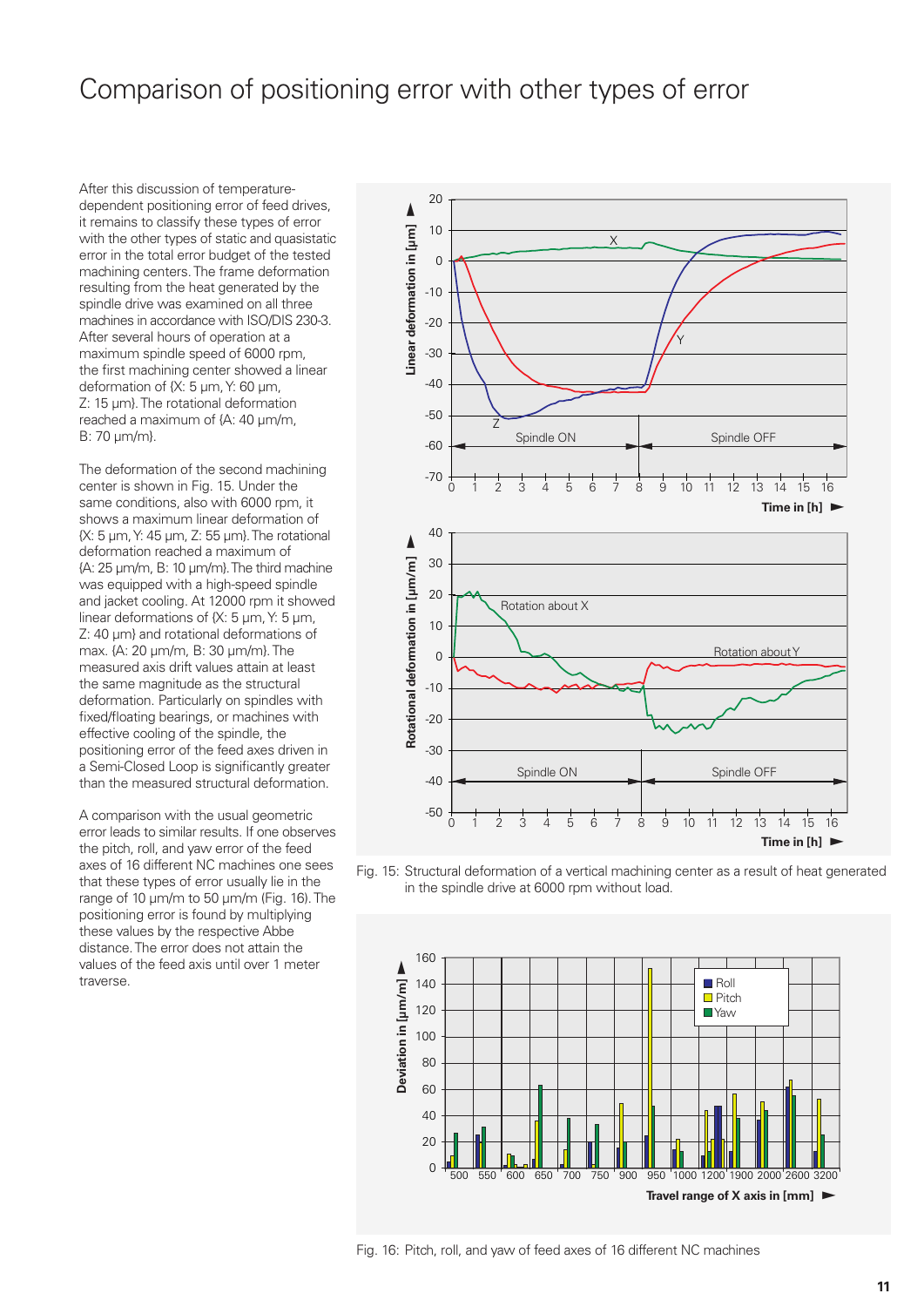# Comparison of positioning error with other types of error

After this discussion of temperature-dependent positioning error of feed drives, it remains to classify these types of error with the other types of static and quasistatic error in the total error budget of the tested machining centers. The frame deformation resulting from the heat generated by the spindle drive was examined on all three machines in accordance with ISO/DIS 230-3. After several hours of operation at a maximum spindle speed of 6000 rpm, the first machining center showed a linear deformation of {X: 5 µm, Y: 60 µm, Z: 15 µm}. The rotational deformation reached a maximum of {A: 40 µm/m, B: 70 µm/m}.

The deformation of the second machining center is shown in Fig. 15. Under the same conditions, also with 6000 rpm, it shows a maximum linear deformation of {X: 5 µm, Y: 45 µm, Z: 55 µm}. The rotational deformation reached a maximum of {A: 25 µm/m, B: 10 µm/m}. The third machine was equipped with a high-speed spindle and jacket cooling. At 12000 rpm it showed linear deformations of {X: 5 µm, Y: 5 µm, Z: 40 µm} and rotational deformations of max. {A: 20 µm/m, B: 30 µm/m}. The measured axis drift values attain at least the same magnitude as the structural deformation. Particularly on spindles with fixed/floating bearings, or machines with effective cooling of the spindle, the positioning error of the feed axes driven in a Semi-Closed Loop is significantly greater than the measured structural deformation.

A comparison with the usual geometric error leads to similar results. If one observes the pitch, roll, and yaw error of the feed axes of 16 different NC machines one sees that these types of error usually lie in the range of 10 µm/m to 50 µm/m (Fig. 16). The positioning error is found by multiplying these values by the respective Abbe distance. The error does not attain the values of the feed axis until over 1 meter traverse.

Fig. 15: Structural deformation of a vertical machining center as a result of heat generated in the spindle drive at 6000 rpm without load.

Fig. 16: Pitch, roll, and yaw of feed axes of 16 different NC machines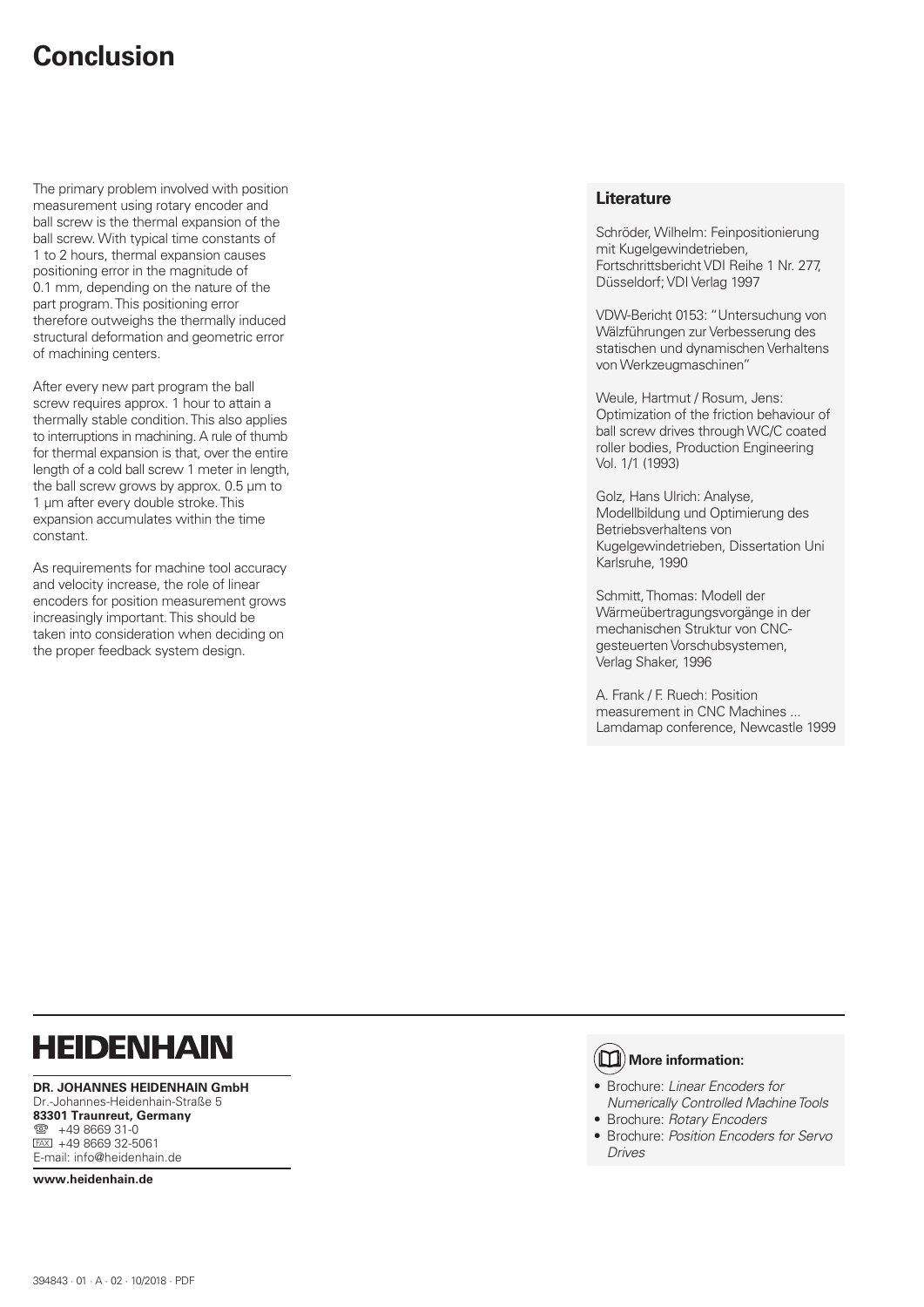# Conclusion

The primary problem involved with position measurement using rotary encoder and ball screw is the thermal expansion of the ball screw. With typical time constants of 1 to 2 hours, thermal expansion causes positioning error in the magnitude of 0.1 mm, depending on the nature of the part program. This positioning error therefore outweighs the thermally induced structural deformation and geometric error of machining centers.

After every new part program the ball screw requires approx. 1 hour to attain a thermally stable condition. This also applies to interruptions in machining. A rule of thumb for thermal expansion is that, over the entire length of a cold ball screw 1 meter in length, the ball screw grows by approx. 0.5 µm to 1 µm after every double stroke. This expansion accumulates within the time constant.

As requirements for machine tool accuracy and velocity increase, the role of linear encoders for position measurement grows increasingly important. This should be taken into consideration when deciding on the proper feedback system design.

## Literature

Schröder, Wilhelm: Feinpositionierung mit Kugelgewindetrieben, Fortschrittsbericht VDI Reihe 1 Nr. 277, Düsseldorf; VDI Verlag 1997

VDW-Bericht 0153: "Untersuchung von Wälzführungen zur Verbesserung des statischen und dynamischen Verhaltens von Werkzeugmaschinen"

Weule, Hartmut / Rosum, Jens: Optimization of the friction behaviour of ball screw drives through WC/C coated roller bodies, Production Engineering Vol. 1/1 (1993)

Golz, Hans Ulrich: Analyse, Modellbildung und Optimierung des Betriebsverhaltens von Kugelgewindetrieben, Dissertation Uni Karlsruhe, 1990

Schmitt, Thomas: Modell der Wärmeübertragungsvorgänge in der mechanischen Struktur von CNC-gesteuerten Vorschubsystemen, Verlag Shaker, 1996

A. Frank / F. Ruech: Position measurement in CNC Machines ... Lamdamap conference, Newcastle 1999

**HEIDENHAIN**

**DR. JOHANNES HEIDENHAIN GmbH**
Dr.-Johannes-Heidenhain-Straße 5
**83301 Traunreut, Germany**
+49 8669 31-0
FAX +49 8669 32-5061
E-mail: info@heidenhain.de

**www.heidenhain.de**

**More information:**

- Brochure: *Linear Encoders for Numerically Controlled Machine Tools*
- Brochure: *Rotary Encoders*
- Brochure: *Position Encoders for Servo Drives*

394843 · 01 · A · 02 · 10/2018 · PDF